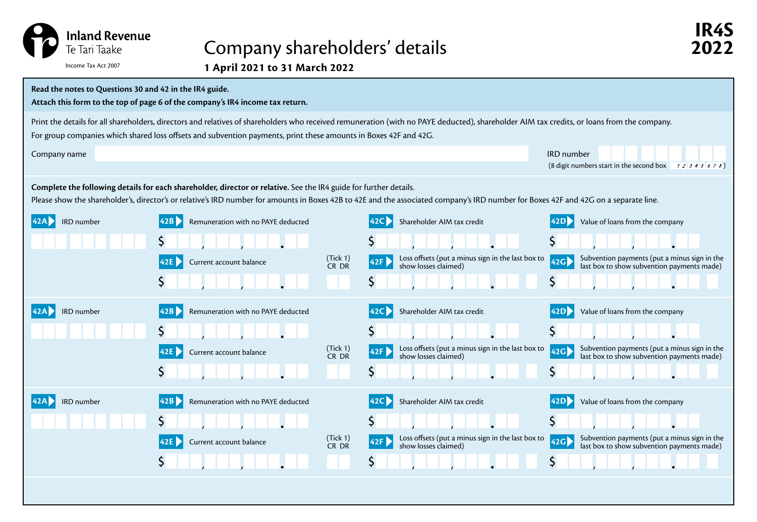Inland Revenue
Te Tari Taake

Income Tax Act 2007

# Company shareholders' details

**1 April 2021 to 31 March 2022**

**IR4S 2022**

**Read the notes to Questions 30 and 42 in the IR4 guide.**

**Attach this form to the top of page 6 of the company's IR4 income tax return.**

Print the details for all shareholders, directors and relatives of shareholders who received remuneration (with no PAYE deducted), shareholder AIM tax credits, or loans from the company.

For group companies which shared loss offsets and subvention payments, print these amounts in Boxes 42F and 42G.

Company name

IRD number (8 digit numbers start in the second box 1 2 3 4 5 6 7 8)

**Complete the following details for each shareholder, director or relative.** See the IR4 guide for further details.

Please show the shareholder's, director's or relative's IRD number for amounts in Boxes 42B to 42E and the associated company's IRD number for Boxes 42F and 42G on a separate line.

| | | | |
|---|---|---|---|
| **42A** IRD number | **42B** Remuneration with no PAYE deducted<br>$ | **42C** Shareholder AIM tax credit<br>$ | **42D** Value of loans from the company<br>$ |
| | **42E** Current account balance<br>$ (Tick 1) CR DR | **42F** Loss offsets (put a minus sign in the last box to show losses claimed)<br>$ | **42G** Subvention payments (put a minus sign in the last box to show subvention payments made)<br>$ |
| **42A** IRD number | **42B** Remuneration with no PAYE deducted<br>$ | **42C** Shareholder AIM tax credit<br>$ | **42D** Value of loans from the company<br>$ |
| | **42E** Current account balance<br>$ (Tick 1) CR DR | **42F** Loss offsets (put a minus sign in the last box to show losses claimed)<br>$ | **42G** Subvention payments (put a minus sign in the last box to show subvention payments made)<br>$ |
| **42A** IRD number | **42B** Remuneration with no PAYE deducted<br>$ | **42C** Shareholder AIM tax credit<br>$ | **42D** Value of loans from the company<br>$ |
| | **42E** Current account balance<br>$ (Tick 1) CR DR | **42F** Loss offsets (put a minus sign in the last box to show losses claimed)<br>$ | **42G** Subvention payments (put a minus sign in the last box to show subvention payments made)<br>$ |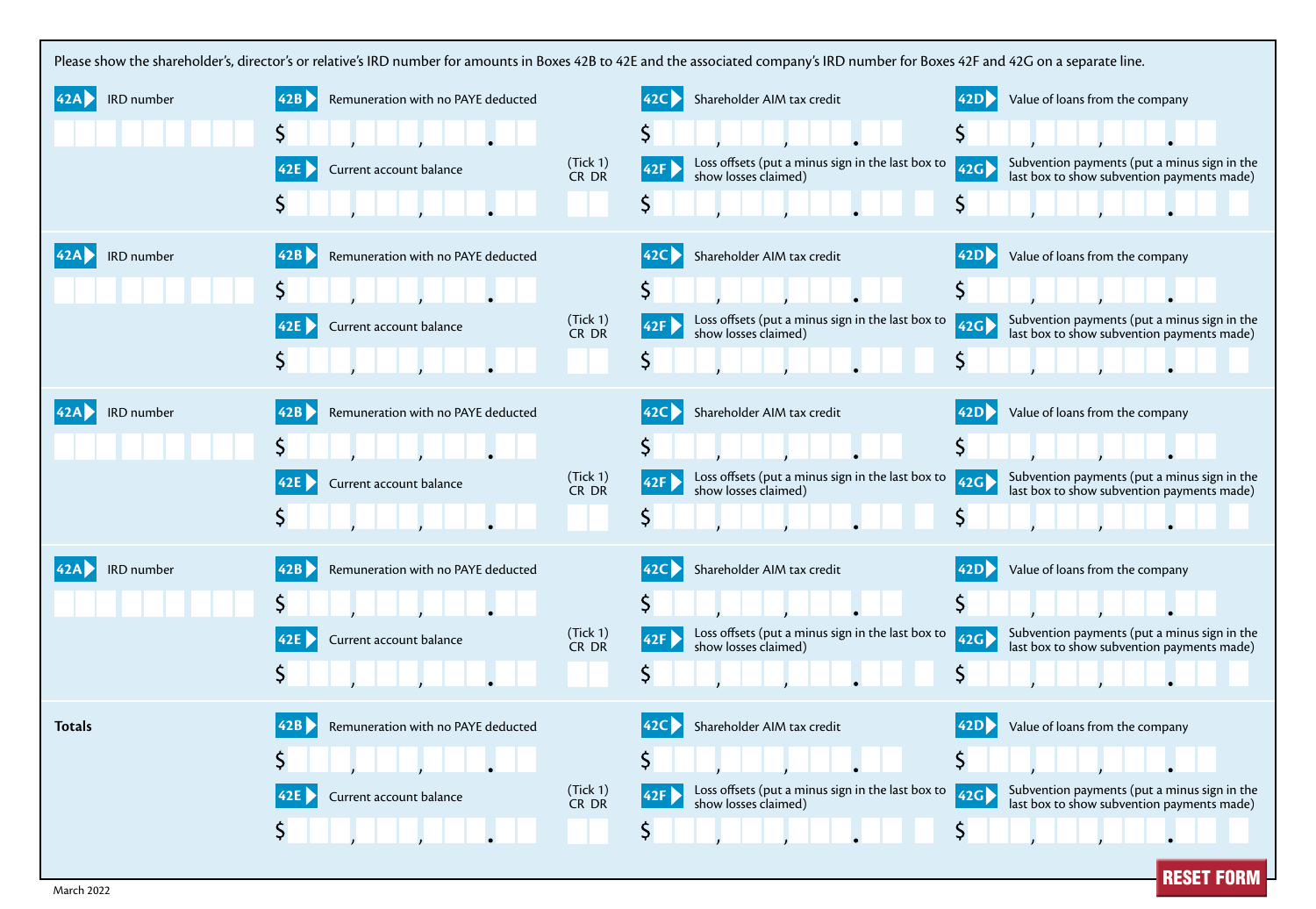Please show the shareholder's, director's or relative's IRD number for amounts in Boxes 42B to 42E and the associated company's IRD number for Boxes 42F and 42G on a separate line.

**42A** IRD number

**42B** Remuneration with no PAYE deducted $ , , .

**42C** Shareholder AIM tax credit $ , , .

**42D** Value of loans from the company $ , , .

**42E** Current account balance $ , , . (Tick 1) CR DR

**42F** Loss offsets (put a minus sign in the last box to show losses claimed) $ , , .

**42G** Subvention payments (put a minus sign in the last box to show subvention payments made) $ , , .

**42A** IRD number

**42B** Remuneration with no PAYE deducted $ , , .

**42C** Shareholder AIM tax credit $ , , .

**42D** Value of loans from the company $ , , .

**42E** Current account balance $ , , . (Tick 1) CR DR

**42F** Loss offsets (put a minus sign in the last box to show losses claimed) $ , , .

**42G** Subvention payments (put a minus sign in the last box to show subvention payments made) $ , , .

**42A** IRD number

**42B** Remuneration with no PAYE deducted $ , , .

**42C** Shareholder AIM tax credit $ , , .

**42D** Value of loans from the company $ , , .

**42E** Current account balance $ , , . (Tick 1) CR DR

**42F** Loss offsets (put a minus sign in the last box to show losses claimed) $ , , .

**42G** Subvention payments (put a minus sign in the last box to show subvention payments made) $ , , .

**42A** IRD number

**42B** Remuneration with no PAYE deducted $ , , .

**42C** Shareholder AIM tax credit $ , , .

**42D** Value of loans from the company $ , , .

**42E** Current account balance $ , , . (Tick 1) CR DR

**42F** Loss offsets (put a minus sign in the last box to show losses claimed) $ , , .

**42G** Subvention payments (put a minus sign in the last box to show subvention payments made) $ , , .

**Totals**

**42B** Remuneration with no PAYE deducted $ , , .

**42C** Shareholder AIM tax credit $ , , .

**42D** Value of loans from the company $ , , .

**42E** Current account balance $ , , . (Tick 1) CR DR

**42F** Loss offsets (put a minus sign in the last box to show losses claimed) $ , , .

**42G** Subvention payments (put a minus sign in the last box to show subvention payments made) $ , , .

March 2022

RESET FORM